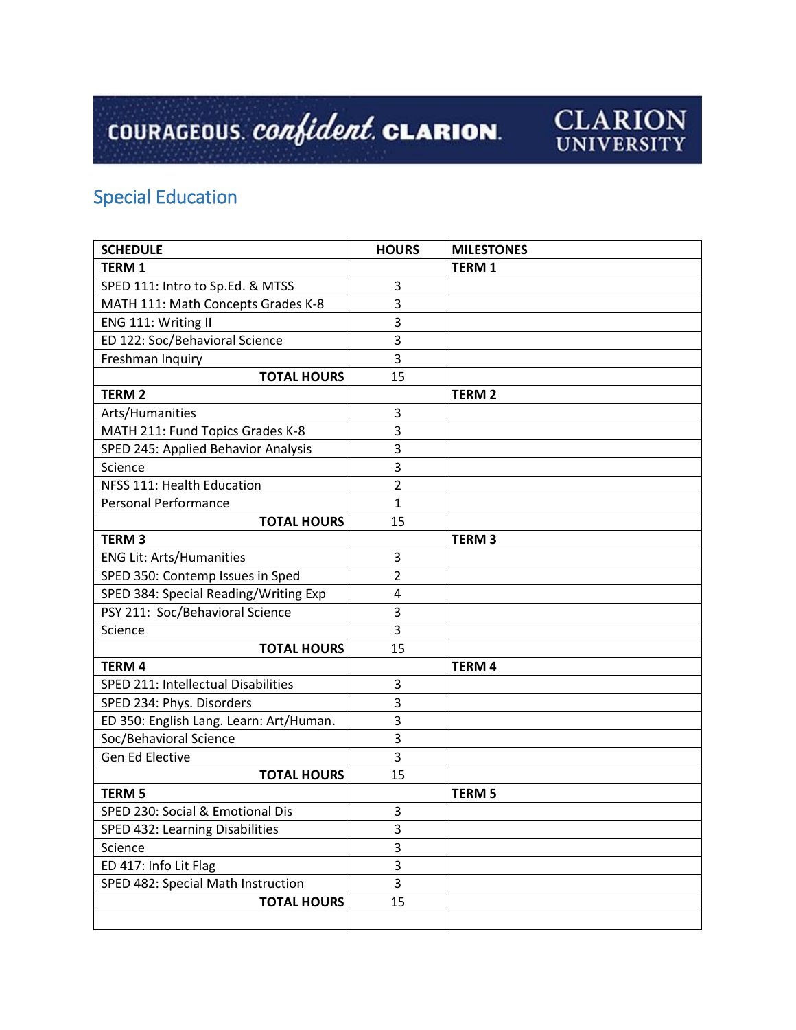COURAGEOUS. *confident.* **CLARION.** CLARION UNIVERSITY

## Special Education

| SCHEDULE | HOURS | MILESTONES |
|---|---|---|
| **TERM 1** | | **TERM 1** |
| SPED 111: Intro to Sp.Ed. & MTSS | 3 | |
| MATH 111: Math Concepts Grades K-8 | 3 | |
| ENG 111: Writing II | 3 | |
| ED 122: Soc/Behavioral Science | 3 | |
| Freshman Inquiry | 3 | |
| **TOTAL HOURS** | 15 | |
| **TERM 2** | | **TERM 2** |
| Arts/Humanities | 3 | |
| MATH 211: Fund Topics Grades K-8 | 3 | |
| SPED 245: Applied Behavior Analysis | 3 | |
| Science | 3 | |
| NFSS 111: Health Education | 2 | |
| Personal Performance | 1 | |
| **TOTAL HOURS** | 15 | |
| **TERM 3** | | **TERM 3** |
| ENG Lit: Arts/Humanities | 3 | |
| SPED 350: Contemp Issues in Sped | 2 | |
| SPED 384: Special Reading/Writing Exp | 4 | |
| PSY 211: Soc/Behavioral Science | 3 | |
| Science | 3 | |
| **TOTAL HOURS** | 15 | |
| **TERM 4** | | **TERM 4** |
| SPED 211: Intellectual Disabilities | 3 | |
| SPED 234: Phys. Disorders | 3 | |
| ED 350: English Lang. Learn: Art/Human. | 3 | |
| Soc/Behavioral Science | 3 | |
| Gen Ed Elective | 3 | |
| **TOTAL HOURS** | 15 | |
| **TERM 5** | | **TERM 5** |
| SPED 230: Social & Emotional Dis | 3 | |
| SPED 432: Learning Disabilities | 3 | |
| Science | 3 | |
| ED 417: Info Lit Flag | 3 | |
| SPED 482: Special Math Instruction | 3 | |
| **TOTAL HOURS** | 15 | |
| | | |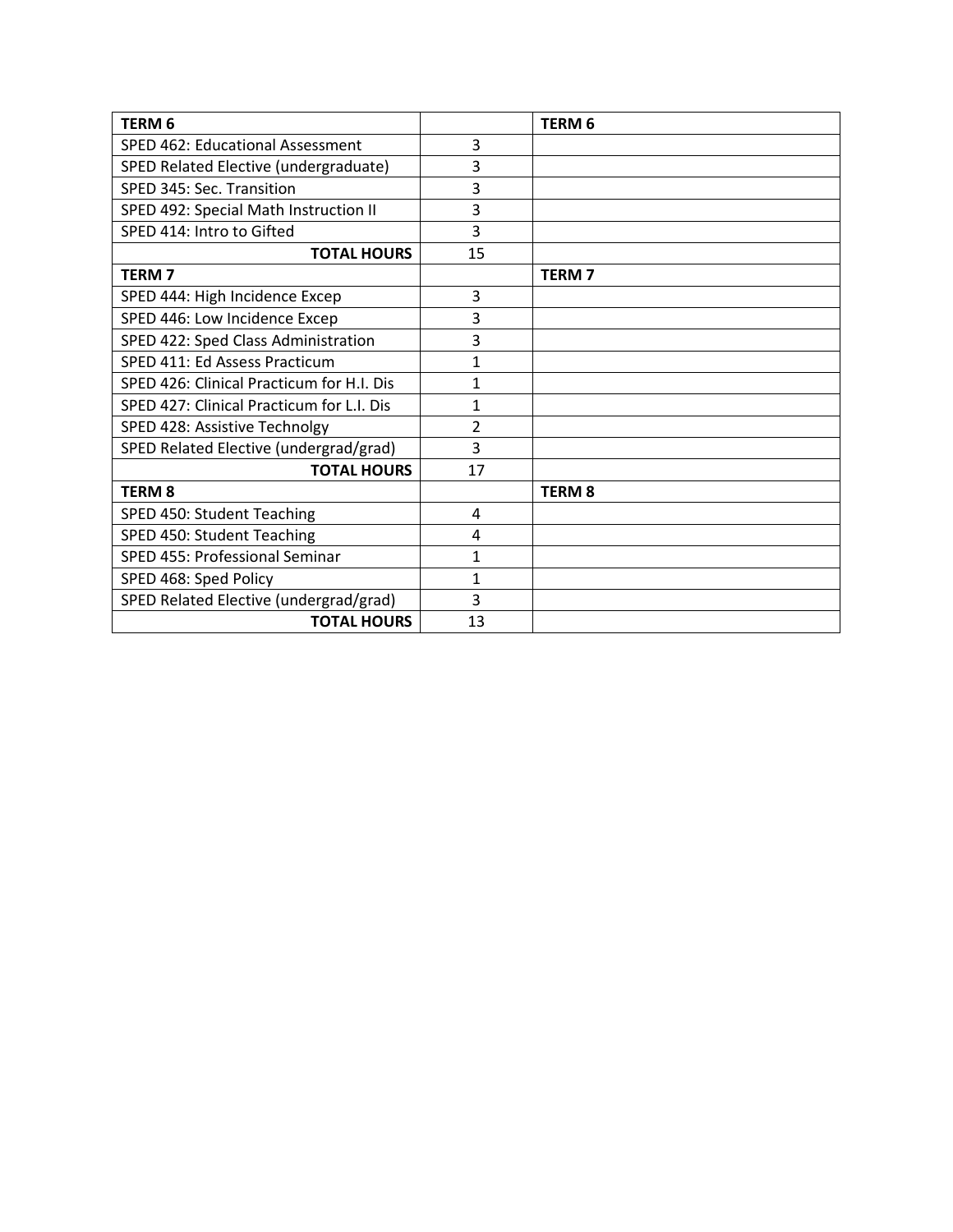| | | |
|---|---|---|
| **TERM 6** | | **TERM 6** |
| SPED 462: Educational Assessment | 3 | |
| SPED Related Elective (undergraduate) | 3 | |
| SPED 345: Sec. Transition | 3 | |
| SPED 492: Special Math Instruction II | 3 | |
| SPED 414: Intro to Gifted | 3 | |
| **TOTAL HOURS** | 15 | |
| **TERM 7** | | **TERM 7** |
| SPED 444: High Incidence Excep | 3 | |
| SPED 446: Low Incidence Excep | 3 | |
| SPED 422: Sped Class Administration | 3 | |
| SPED 411: Ed Assess Practicum | 1 | |
| SPED 426: Clinical Practicum for H.I. Dis | 1 | |
| SPED 427: Clinical Practicum for L.I. Dis | 1 | |
| SPED 428: Assistive Technolgy | 2 | |
| SPED Related Elective (undergrad/grad) | 3 | |
| **TOTAL HOURS** | 17 | |
| **TERM 8** | | **TERM 8** |
| SPED 450: Student Teaching | 4 | |
| SPED 450: Student Teaching | 4 | |
| SPED 455: Professional Seminar | 1 | |
| SPED 468: Sped Policy | 1 | |
| SPED Related Elective (undergrad/grad) | 3 | |
| **TOTAL HOURS** | 13 | |